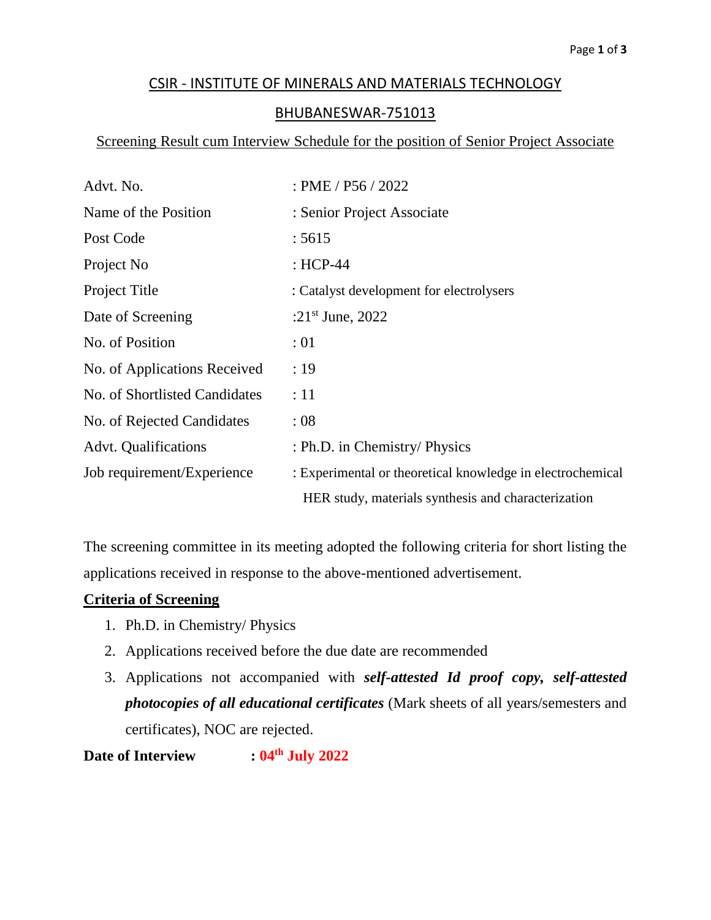# CSIR - INSTITUTE OF MINERALS AND MATERIALS TECHNOLOGY

## BHUBANESWAR-751013

Screening Result cum Interview Schedule for the position of Senior Project Associate

| | |
|---|---|
| Advt. No. | : PME / P56 / 2022 |
| Name of the Position | : Senior Project Associate |
| Post Code | : 5615 |
| Project No | : HCP-44 |
| Project Title | : Catalyst development for electrolysers |
| Date of Screening | :21st June, 2022 |
| No. of Position | : 01 |
| No. of Applications Received | : 19 |
| No. of Shortlisted Candidates | : 11 |
| No. of Rejected Candidates | : 08 |
| Advt. Qualifications | : Ph.D. in Chemistry/ Physics |
| Job requirement/Experience | : Experimental or theoretical knowledge in electrochemical HER study, materials synthesis and characterization |

The screening committee in its meeting adopted the following criteria for short listing the applications received in response to the above-mentioned advertisement.

**Criteria of Screening**

1. Ph.D. in Chemistry/ Physics
2. Applications received before the due date are recommended
3. Applications not accompanied with ***self-attested Id proof copy, self-attested photocopies of all educational certificates*** (Mark sheets of all years/semesters and certificates), NOC are rejected.

**Date of Interview : 04th July 2022**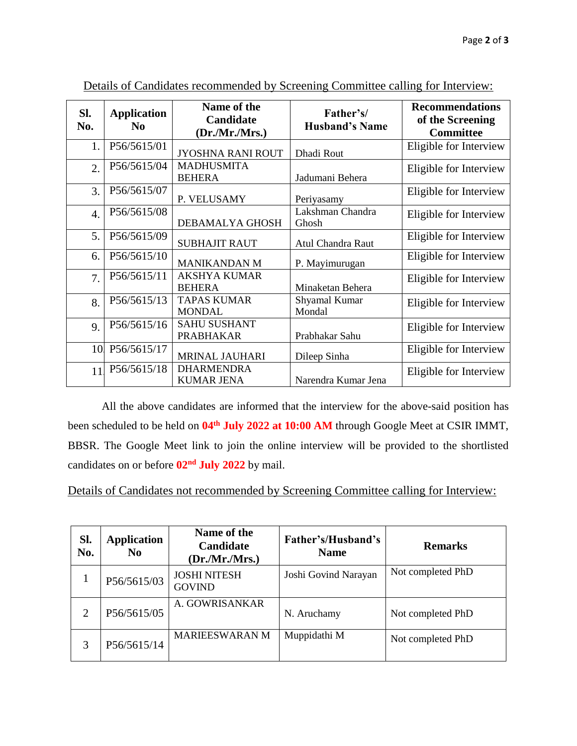<u>Details of Candidates recommended by Screening Committee calling for Interview:</u>

| Sl. No. | Application No | Name of the Candidate (Dr./Mr./Mrs.) | Father's/ Husband's Name | Recommendations of the Screening Committee |
|---|---|---|---|---|
| 1. | P56/5615/01 | JYOSHNA RANI ROUT | Dhadi Rout | Eligible for Interview |
| 2. | P56/5615/04 | MADHUSMITA BEHERA | Jadumani Behera | Eligible for Interview |
| 3. | P56/5615/07 | P. VELUSAMY | Periyasamy | Eligible for Interview |
| 4. | P56/5615/08 | DEBAMALYA GHOSH | Lakshman Chandra Ghosh | Eligible for Interview |
| 5. | P56/5615/09 | SUBHAJIT RAUT | Atul Chandra Raut | Eligible for Interview |
| 6. | P56/5615/10 | MANIKANDAN M | P. Mayimurugan | Eligible for Interview |
| 7. | P56/5615/11 | AKSHYA KUMAR BEHERA | Minaketan Behera | Eligible for Interview |
| 8. | P56/5615/13 | TAPAS KUMAR MONDAL | Shyamal Kumar Mondal | Eligible for Interview |
| 9. | P56/5615/16 | SAHU SUSHANT PRABHAKAR | Prabhakar Sahu | Eligible for Interview |
| 10. | P56/5615/17 | MRINAL JAUHARI | Dileep Sinha | Eligible for Interview |
| 11. | P56/5615/18 | DHARMENDRA KUMAR JENA | Narendra Kumar Jena | Eligible for Interview |

All the above candidates are informed that the interview for the above-said position has been scheduled to be held on **04th July 2022 at 10:00 AM** through Google Meet at CSIR IMMT, BBSR. The Google Meet link to join the online interview will be provided to the shortlisted candidates on or before **02nd July 2022** by mail.

<u>Details of Candidates not recommended by Screening Committee calling for Interview:</u>

| Sl. No. | Application No | Name of the Candidate (Dr./Mr./Mrs.) | Father's/Husband's Name | Remarks |
|---|---|---|---|---|
| 1 | P56/5615/03 | JOSHI NITESH GOVIND | Joshi Govind Narayan | Not completed PhD |
| 2 | P56/5615/05 | A. GOWRISANKAR | N. Aruchamy | Not completed PhD |
| 3 | P56/5615/14 | MARIEESWARAN M | Muppidathi M | Not completed PhD |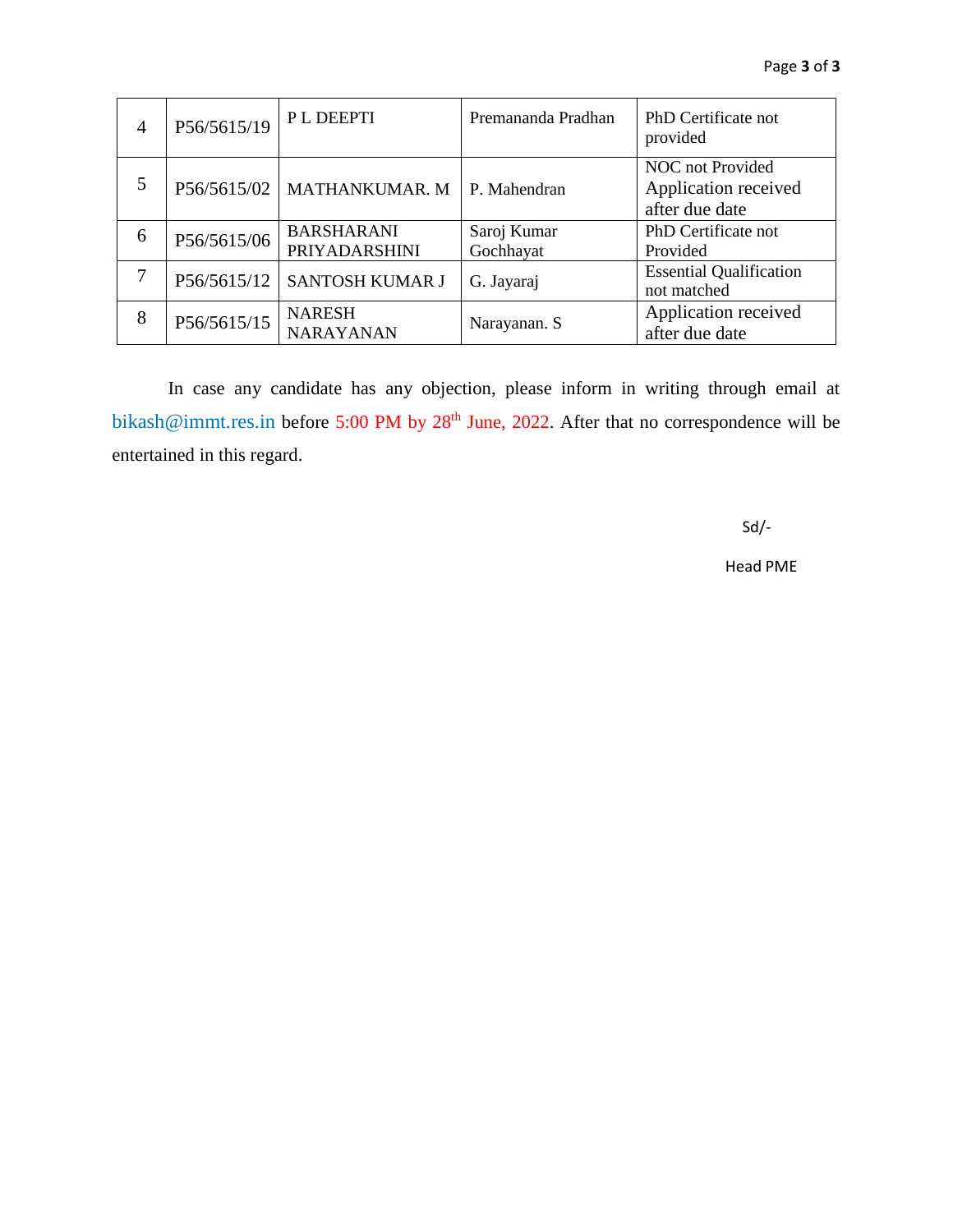| | | | | |
|---|---|---|---|---|
| 4 | P56/5615/19 | P L DEEPTI | Premananda Pradhan | PhD Certificate not provided |
| 5 | P56/5615/02 | MATHANKUMAR. M | P. Mahendran | NOC not Provided Application received after due date |
| 6 | P56/5615/06 | BARSHARANI PRIYADARSHINI | Saroj Kumar Gochhayat | PhD Certificate not Provided |
| 7 | P56/5615/12 | SANTOSH KUMAR J | G. Jayaraj | Essential Qualification not matched |
| 8 | P56/5615/15 | NARESH NARAYANAN | Narayanan. S | Application received after due date |

In case any candidate has any objection, please inform in writing through email at bikash@immt.res.in before 5:00 PM by 28th June, 2022. After that no correspondence will be entertained in this regard.

Sd/-

Head PME